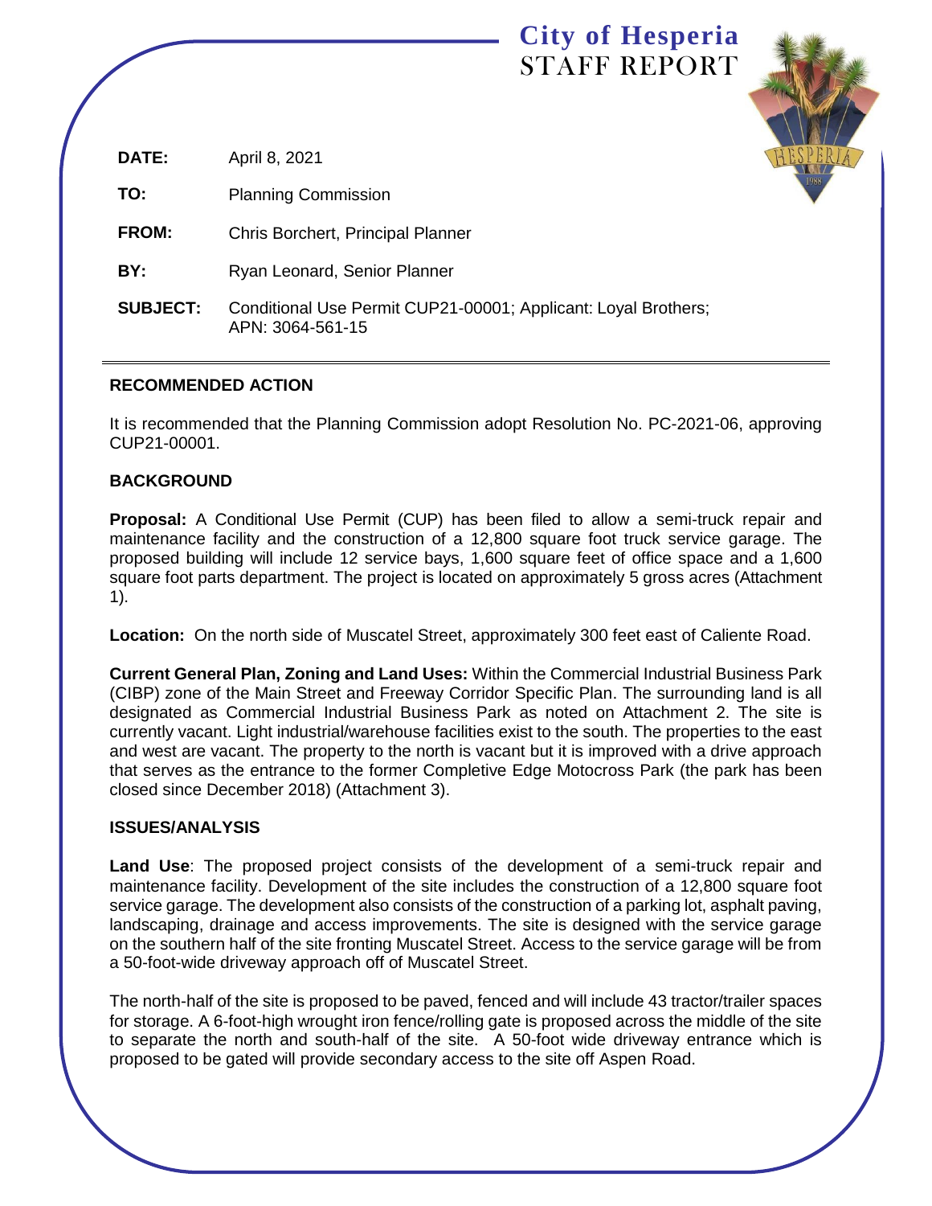# City of Hesperia
## STAFF REPORT

**DATE:** April 8, 2021

**TO:** Planning Commission

**FROM:** Chris Borchert, Principal Planner

**BY:** Ryan Leonard, Senior Planner

**SUBJECT:** Conditional Use Permit CUP21-00001; Applicant: Loyal Brothers; APN: 3064-561-15

---

### RECOMMENDED ACTION

It is recommended that the Planning Commission adopt Resolution No. PC-2021-06, approving CUP21-00001.

### BACKGROUND

**Proposal:** A Conditional Use Permit (CUP) has been filed to allow a semi-truck repair and maintenance facility and the construction of a 12,800 square foot truck service garage. The proposed building will include 12 service bays, 1,600 square feet of office space and a 1,600 square foot parts department. The project is located on approximately 5 gross acres (Attachment 1).

**Location:** On the north side of Muscatel Street, approximately 300 feet east of Caliente Road.

**Current General Plan, Zoning and Land Uses:** Within the Commercial Industrial Business Park (CIBP) zone of the Main Street and Freeway Corridor Specific Plan. The surrounding land is all designated as Commercial Industrial Business Park as noted on Attachment 2. The site is currently vacant. Light industrial/warehouse facilities exist to the south. The properties to the east and west are vacant. The property to the north is vacant but it is improved with a drive approach that serves as the entrance to the former Completive Edge Motocross Park (the park has been closed since December 2018) (Attachment 3).

### ISSUES/ANALYSIS

**Land Use**: The proposed project consists of the development of a semi-truck repair and maintenance facility. Development of the site includes the construction of a 12,800 square foot service garage. The development also consists of the construction of a parking lot, asphalt paving, landscaping, drainage and access improvements. The site is designed with the service garage on the southern half of the site fronting Muscatel Street. Access to the service garage will be from a 50-foot-wide driveway approach off of Muscatel Street.

The north-half of the site is proposed to be paved, fenced and will include 43 tractor/trailer spaces for storage. A 6-foot-high wrought iron fence/rolling gate is proposed across the middle of the site to separate the north and south-half of the site. A 50-foot wide driveway entrance which is proposed to be gated will provide secondary access to the site off Aspen Road.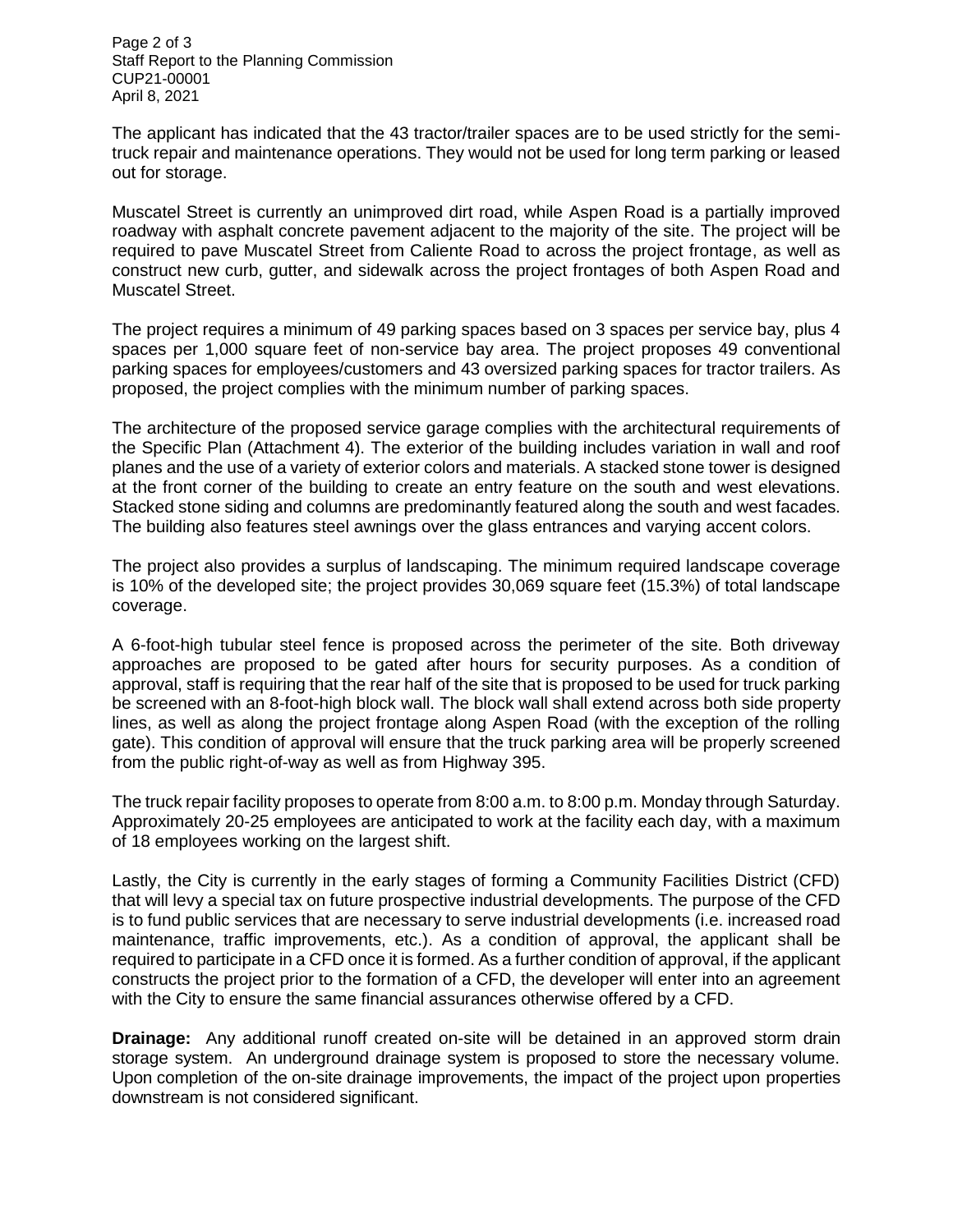The applicant has indicated that the 43 tractor/trailer spaces are to be used strictly for the semi-truck repair and maintenance operations. They would not be used for long term parking or leased out for storage.

Muscatel Street is currently an unimproved dirt road, while Aspen Road is a partially improved roadway with asphalt concrete pavement adjacent to the majority of the site. The project will be required to pave Muscatel Street from Caliente Road to across the project frontage, as well as construct new curb, gutter, and sidewalk across the project frontages of both Aspen Road and Muscatel Street.

The project requires a minimum of 49 parking spaces based on 3 spaces per service bay, plus 4 spaces per 1,000 square feet of non-service bay area. The project proposes 49 conventional parking spaces for employees/customers and 43 oversized parking spaces for tractor trailers. As proposed, the project complies with the minimum number of parking spaces.

The architecture of the proposed service garage complies with the architectural requirements of the Specific Plan (Attachment 4). The exterior of the building includes variation in wall and roof planes and the use of a variety of exterior colors and materials. A stacked stone tower is designed at the front corner of the building to create an entry feature on the south and west elevations. Stacked stone siding and columns are predominantly featured along the south and west facades. The building also features steel awnings over the glass entrances and varying accent colors.

The project also provides a surplus of landscaping. The minimum required landscape coverage is 10% of the developed site; the project provides 30,069 square feet (15.3%) of total landscape coverage.

A 6-foot-high tubular steel fence is proposed across the perimeter of the site. Both driveway approaches are proposed to be gated after hours for security purposes. As a condition of approval, staff is requiring that the rear half of the site that is proposed to be used for truck parking be screened with an 8-foot-high block wall. The block wall shall extend across both side property lines, as well as along the project frontage along Aspen Road (with the exception of the rolling gate). This condition of approval will ensure that the truck parking area will be properly screened from the public right-of-way as well as from Highway 395.

The truck repair facility proposes to operate from 8:00 a.m. to 8:00 p.m. Monday through Saturday. Approximately 20-25 employees are anticipated to work at the facility each day, with a maximum of 18 employees working on the largest shift.

Lastly, the City is currently in the early stages of forming a Community Facilities District (CFD) that will levy a special tax on future prospective industrial developments. The purpose of the CFD is to fund public services that are necessary to serve industrial developments (i.e. increased road maintenance, traffic improvements, etc.). As a condition of approval, the applicant shall be required to participate in a CFD once it is formed. As a further condition of approval, if the applicant constructs the project prior to the formation of a CFD, the developer will enter into an agreement with the City to ensure the same financial assurances otherwise offered by a CFD.

**Drainage:** Any additional runoff created on-site will be detained in an approved storm drain storage system. An underground drainage system is proposed to store the necessary volume. Upon completion of the on-site drainage improvements, the impact of the project upon properties downstream is not considered significant.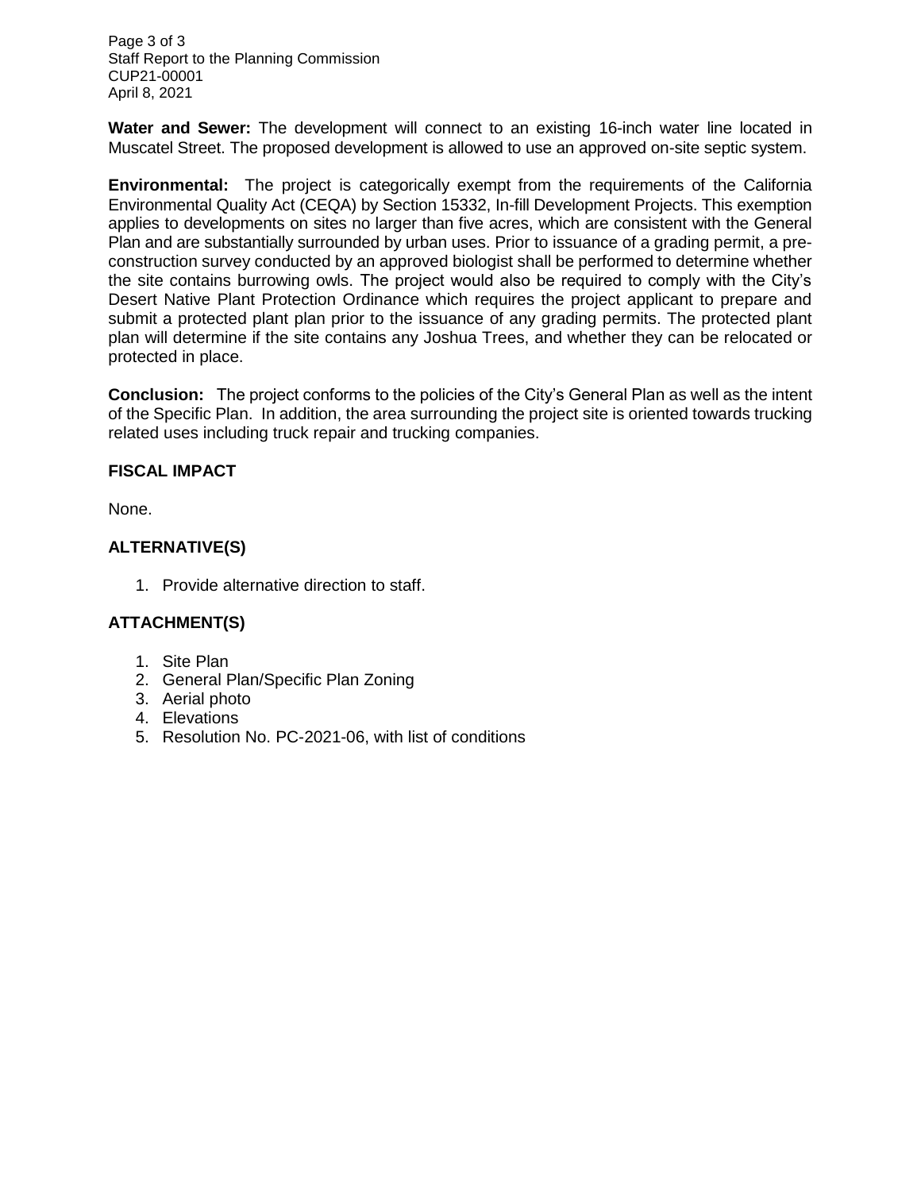**Water and Sewer:** The development will connect to an existing 16-inch water line located in Muscatel Street. The proposed development is allowed to use an approved on-site septic system.

**Environmental:** The project is categorically exempt from the requirements of the California Environmental Quality Act (CEQA) by Section 15332, In-fill Development Projects. This exemption applies to developments on sites no larger than five acres, which are consistent with the General Plan and are substantially surrounded by urban uses. Prior to issuance of a grading permit, a pre-construction survey conducted by an approved biologist shall be performed to determine whether the site contains burrowing owls. The project would also be required to comply with the City's Desert Native Plant Protection Ordinance which requires the project applicant to prepare and submit a protected plant plan prior to the issuance of any grading permits. The protected plant plan will determine if the site contains any Joshua Trees, and whether they can be relocated or protected in place.

**Conclusion:** The project conforms to the policies of the City's General Plan as well as the intent of the Specific Plan. In addition, the area surrounding the project site is oriented towards trucking related uses including truck repair and trucking companies.

## FISCAL IMPACT

None.

## ALTERNATIVE(S)

1. Provide alternative direction to staff.

## ATTACHMENT(S)

1. Site Plan
2. General Plan/Specific Plan Zoning
3. Aerial photo
4. Elevations
5. Resolution No. PC-2021-06, with list of conditions